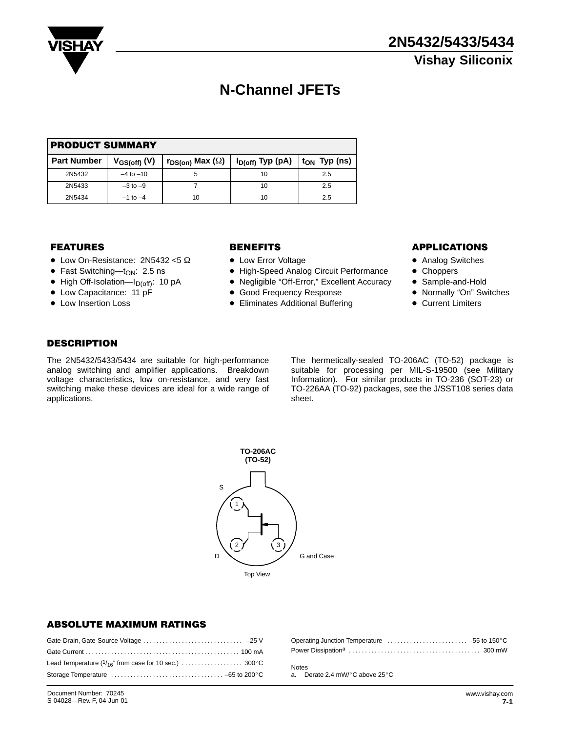# 2N5432/5433/5434

## Vishay Siliconix

# N-Channel JFETs

| PRODUCT SUMMARY | | | | |
|---|---|---|---|---|
| Part Number | $V_{GS(off)}$ (V) | $r_{DS(on)}$ Max (Ω) | $I_{D(off)}$ Typ (pA) | $t_{ON}$ Typ (ns) |
| 2N5432 | –4 to –10 | 5 | 10 | 2.5 |
| 2N5433 | –3 to –9 | 7 | 10 | 2.5 |
| 2N5434 | –1 to –4 | 10 | 10 | 2.5 |

### FEATURES

- Low On-Resistance: 2N5432 <5 Ω
- Fast Switching—$t_{ON}$: 2.5 ns
- High Off-Isolation—$I_{D(off)}$: 10 pA
- Low Capacitance: 11 pF
- Low Insertion Loss

### BENEFITS

- Low Error Voltage
- High-Speed Analog Circuit Performance
- Negligible "Off-Error," Excellent Accuracy
- Good Frequency Response
- Eliminates Additional Buffering

### APPLICATIONS

- Analog Switches
- Choppers
- Sample-and-Hold
- Normally "On" Switches
- Current Limiters

### DESCRIPTION

The 2N5432/5433/5434 are suitable for high-performance analog switching and amplifier applications. Breakdown voltage characteristics, low on-resistance, and very fast switching make these devices are ideal for a wide range of applications.

The hermetically-sealed TO-206AC (TO-52) package is suitable for processing per MIL-S-19500 (see Military Information). For similar products in TO-236 (SOT-23) or TO-226AA (TO-92) packages, see the J/SST108 series data sheet.

**TO-206AC (TO-52)**

S (1), D (2), G and Case (3)

Top View

### ABSOLUTE MAXIMUM RATINGS

| Parameter | Rating |
|---|---|
| Gate-Drain, Gate-Source Voltage | –25 V |
| Gate Current | 100 mA |
| Lead Temperature (1/16" from case for 10 sec.) | 300°C |
| Storage Temperature | –65 to 200°C |
| Operating Junction Temperature | –55 to 150°C |
| Power Dissipation[a] | 300 mW |

Notes

a. Derate 2.4 mW/°C above 25°C

Document Number: 70245
S-04028—Rev. F, 04-Jun-01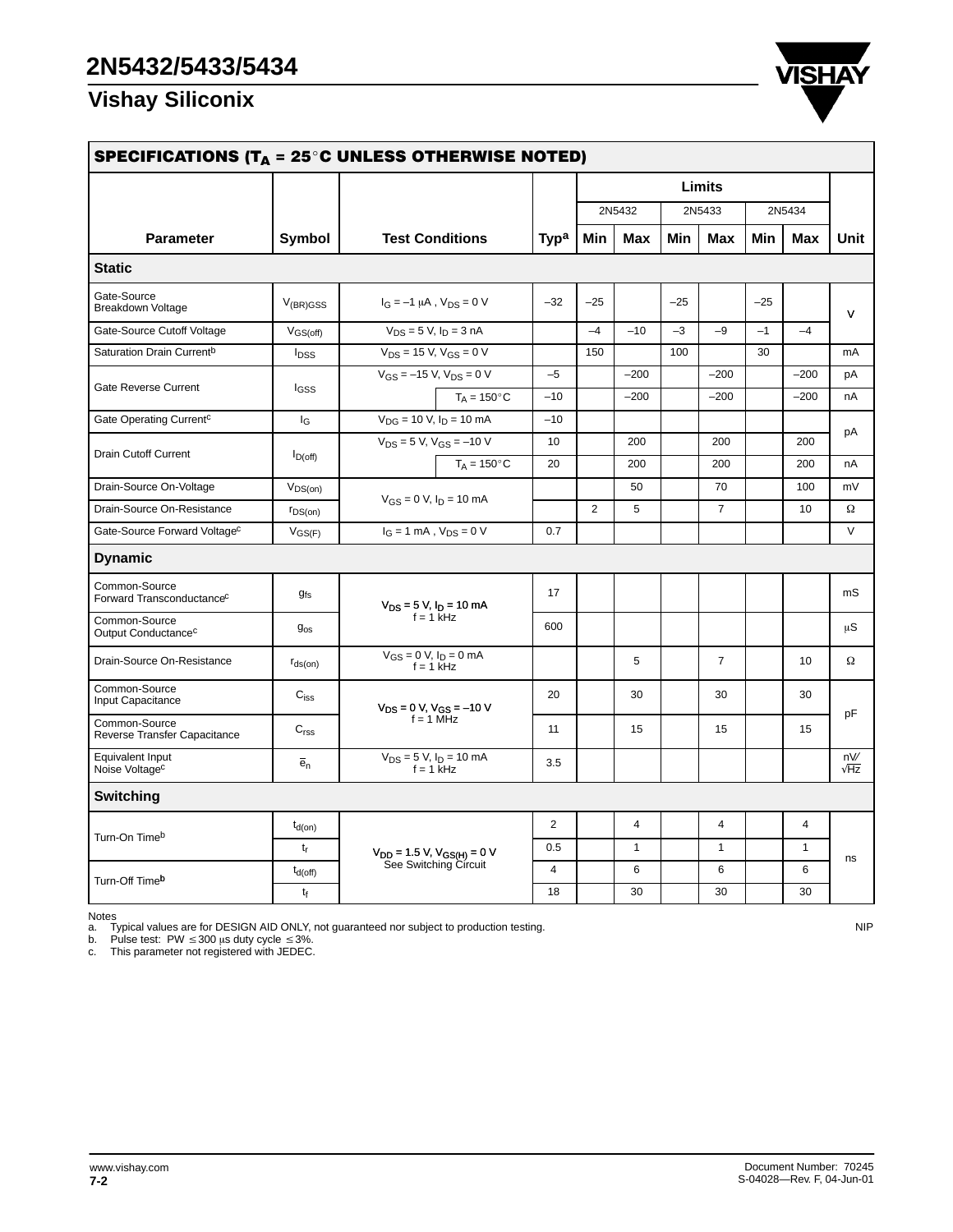## SPECIFICATIONS ($T_A$ = 25°C UNLESS OTHERWISE NOTED)

| Parameter | Symbol | Test Conditions | | Typ[a] | 2N5432 Min | 2N5432 Max | 2N5433 Min | 2N5433 Max | 2N5434 Min | 2N5434 Max | Unit |
|---|---|---|---|---|---|---|---|---|---|---|---|
| **Static** | | | | | | | | | | | |
| Gate-Source Breakdown Voltage | $V_{(BR)GSS}$ | $I_G$ = –1 μA , $V_{DS}$ = 0 V | | –32 | –25 | | –25 | | –25 | | V |
| Gate-Source Cutoff Voltage | $V_{GS(off)}$ | $V_{DS}$ = 5 V, $I_D$ = 3 nA | | | –4 | –10 | –3 | –9 | –1 | –4 | V |
| Saturation Drain Current[b] | $I_{DSS}$ | $V_{DS}$ = 15 V, $V_{GS}$ = 0 V | | | 150 | | 100 | | 30 | | mA |
| Gate Reverse Current | $I_{GSS}$ | $V_{GS}$ = –15 V, $V_{DS}$ = 0 V | | –5 | | –200 | | –200 | | –200 | pA |
| | | | $T_A$ = 150°C | –10 | | –200 | | –200 | | –200 | nA |
| Gate Operating Current[c] | $I_G$ | $V_{DG}$ = 10 V, $I_D$ = 10 mA | | –10 | | | | | | | pA |
| Drain Cutoff Current | $I_{D(off)}$ | $V_{DS}$ = 5 V, $V_{GS}$ = –10 V | | 10 | | 200 | | 200 | | 200 | pA |
| | | | $T_A$ = 150°C | 20 | | 200 | | 200 | | 200 | nA |
| Drain-Source On-Voltage | $V_{DS(on)}$ | $V_{GS}$ = 0 V, $I_D$ = 10 mA | | | | 50 | | 70 | | 100 | mV |
| Drain-Source On-Resistance | $r_{DS(on)}$ | $V_{GS}$ = 0 V, $I_D$ = 10 mA | | | 2 | 5 | | 7 | | 10 | Ω |
| Gate-Source Forward Voltage[c] | $V_{GS(F)}$ | $I_G$ = 1 mA , $V_{DS}$ = 0 V | | 0.7 | | | | | | | V |
| **Dynamic** | | | | | | | | | | | |
| Common-Source Forward Transconductance[c] | $g_{fs}$ | $V_{DS}$ = 5 V, $I_D$ = 10 mA, f = 1 kHz | | 17 | | | | | | | mS |
| Common-Source Output Conductance[c] | $g_{os}$ | $V_{DS}$ = 5 V, $I_D$ = 10 mA, f = 1 kHz | | 600 | | | | | | | μS |
| Drain-Source On-Resistance | $r_{ds(on)}$ | $V_{GS}$ = 0 V, $I_D$ = 0 mA, f = 1 kHz | | | | 5 | | 7 | | 10 | Ω |
| Common-Source Input Capacitance | $C_{iss}$ | $V_{DS}$ = 0 V, $V_{GS}$ = –10 V, f = 1 MHz | | 20 | | 30 | | 30 | | 30 | pF |
| Common-Source Reverse Transfer Capacitance | $C_{rss}$ | $V_{DS}$ = 0 V, $V_{GS}$ = –10 V, f = 1 MHz | | 11 | | 15 | | 15 | | 15 | pF |
| Equivalent Input Noise Voltage[c] | $\bar{e}_n$ | $V_{DS}$ = 5 V, $I_D$ = 10 mA, f = 1 kHz | | 3.5 | | | | | | | nV/√Hz |
| **Switching** | | | | | | | | | | | |
| Turn-On Time[b] | $t_{d(on)}$ | $V_{DD}$ = 1.5 V, $V_{GS(H)}$ = 0 V, See Switching Circuit | | 2 | | 4 | | 4 | | 4 | ns |
| | $t_r$ | | | 0.5 | | 1 | | 1 | | 1 | ns |
| Turn-Off Time[b] | $t_{d(off)}$ | | | 4 | | 6 | | 6 | | 6 | ns |
| | $t_f$ | | | 18 | | 30 | | 30 | | 30 | ns |

Notes
a. Typical values are for DESIGN AID ONLY, not guaranteed nor subject to production testing.
b. Pulse test: PW ≤ 300 μs duty cycle ≤ 3%.
c. This parameter not registered with JEDEC.

NIP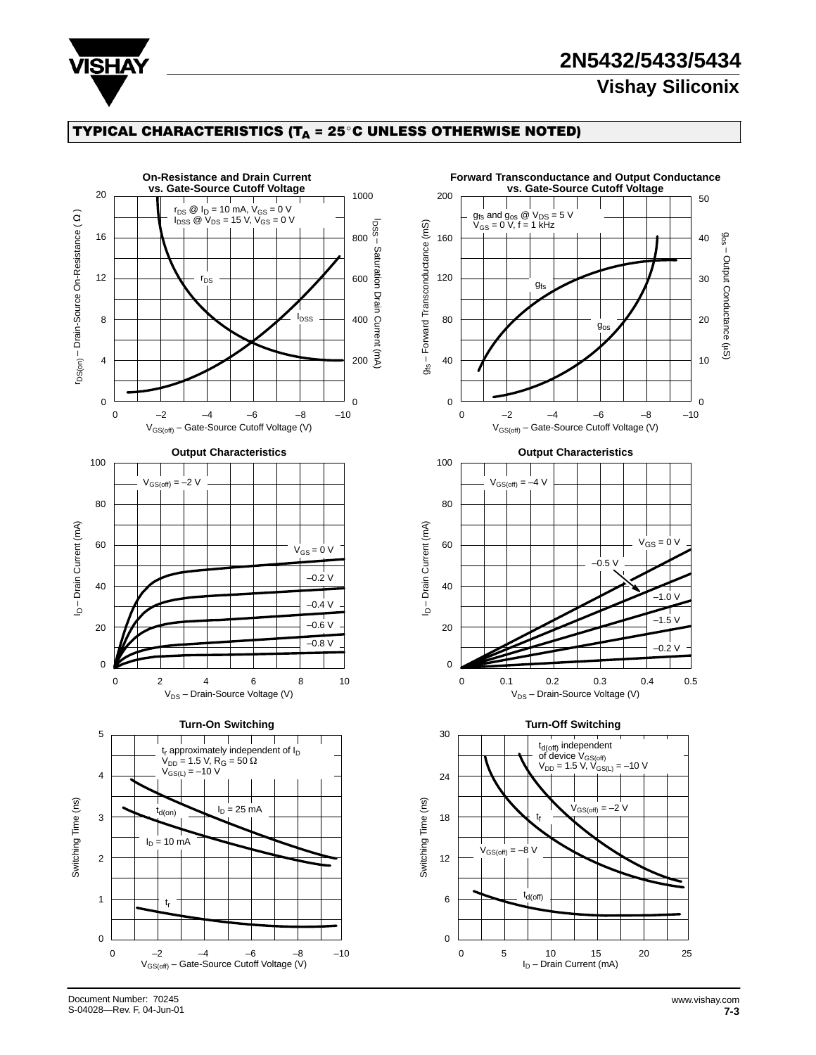## TYPICAL CHARACTERISTICS ($T_A$ = 25°C UNLESS OTHERWISE NOTED)

**On-Resistance and Drain Current vs. Gate-Source Cutoff Voltage**

$r_{DS}$ @ $I_D$ = 10 mA, $V_{GS}$ = 0 V
$I_{DSS}$ @ $V_{DS}$ = 15 V, $V_{GS}$ = 0 V

$r_{DS(on)}$ – Drain-Source On-Resistance (Ω)
$I_{DSS}$ – Saturation Drain Current (mA)
$V_{GS(off)}$ – Gate-Source Cutoff Voltage (V)

**Forward Transconductance and Output Conductance vs. Gate-Source Cutoff Voltage**

$g_{fs}$ and $g_{os}$ @ $V_{DS}$ = 5 V
$V_{GS}$ = 0 V, f = 1 kHz

$g_{fs}$ – Forward Transconductance (mS)
$g_{os}$ – Output Conductance (µS)
$V_{GS(off)}$ – Gate-Source Cutoff Voltage (V)

**Output Characteristics**

$V_{GS(off)}$ = –2 V

$V_{GS}$ = 0 V, –0.2 V, –0.4 V, –0.6 V, –0.8 V

$I_D$ – Drain Current (mA)
$V_{DS}$ – Drain-Source Voltage (V)

**Output Characteristics**

$V_{GS(off)}$ = –4 V

$V_{GS}$ = 0 V, –0.5 V, –1.0 V, –1.5 V, –0.2 V

$I_D$ – Drain Current (mA)
$V_{DS}$ – Drain-Source Voltage (V)

**Turn-On Switching**

$t_r$ approximately independent of $I_D$
$V_{DD}$ = 1.5 V, $R_G$ = 50 Ω
$V_{GS(L)}$ = –10 V

$t_{d(on)}$, $I_D$ = 25 mA, $I_D$ = 10 mA, $t_r$

Switching Time (ns)
$V_{GS(off)}$ – Gate-Source Cutoff Voltage (V)

**Turn-Off Switching**

$t_{d(off)}$ independent of device $V_{GS(off)}$
$V_{DD}$ = 1.5 V, $V_{GS(L)}$ = –10 V

$V_{GS(off)}$ = –2 V, $t_f$, $V_{GS(off)}$ = –8 V, $t_{d(off)}$

Switching Time (ns)
$I_D$ – Drain Current (mA)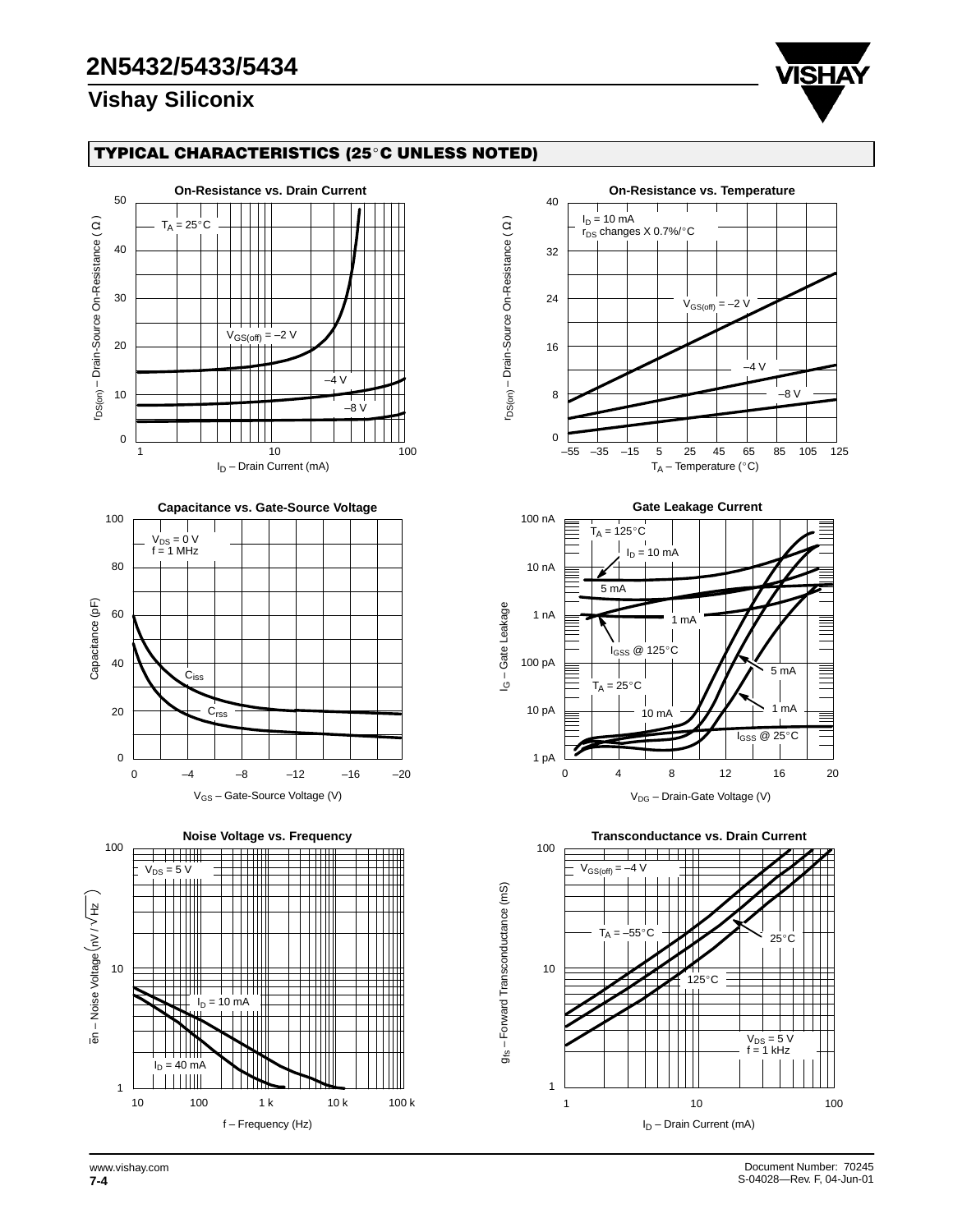## TYPICAL CHARACTERISTICS (25°C UNLESS NOTED)

**On-Resistance vs. Drain Current**

$T_A$ = 25°C

$V_{GS(off)}$ = –2 V

–4 V

–8 V

$r_{DS(on)}$ – Drain-Source On-Resistance ( Ω )

$I_D$ – Drain Current (mA)

**On-Resistance vs. Temperature**

$I_D$ = 10 mA

$r_{DS}$ changes X 0.7%/°C

$V_{GS(off)}$ = –2 V

–4 V

–8 V

$r_{DS(on)}$ – Drain-Source On-Resistance ( Ω )

$T_A$ – Temperature (°C)

**Capacitance vs. Gate-Source Voltage**

$V_{DS}$ = 0 V

f = 1 MHz

$C_{iss}$

$C_{rss}$

Capacitance (pF)

$V_{GS}$ – Gate-Source Voltage (V)

**Gate Leakage Current**

$T_A$ = 125°C

$I_D$ = 10 mA

5 mA

1 mA

$I_{GSS}$ @ 125°C

$T_A$ = 25°C

10 mA

5 mA

1 mA

$I_{GSS}$ @ 25°C

$I_G$ – Gate Leakage

$V_{DG}$ – Drain-Gate Voltage (V)

**Noise Voltage vs. Frequency**

$V_{DS}$ = 5 V

$I_D$ = 10 mA

$I_D$ = 40 mA

$\bar{e}n$ – Noise Voltage $\left(nV / \sqrt{Hz}\right)$

f – Frequency (Hz)

**Transconductance vs. Drain Current**

$V_{GS(off)}$ = –4 V

$T_A$ = –55°C

25°C

125°C

$V_{DS}$ = 5 V

f = 1 kHz

$g_{fs}$ – Forward Transconductance (mS)

$I_D$ – Drain Current (mA)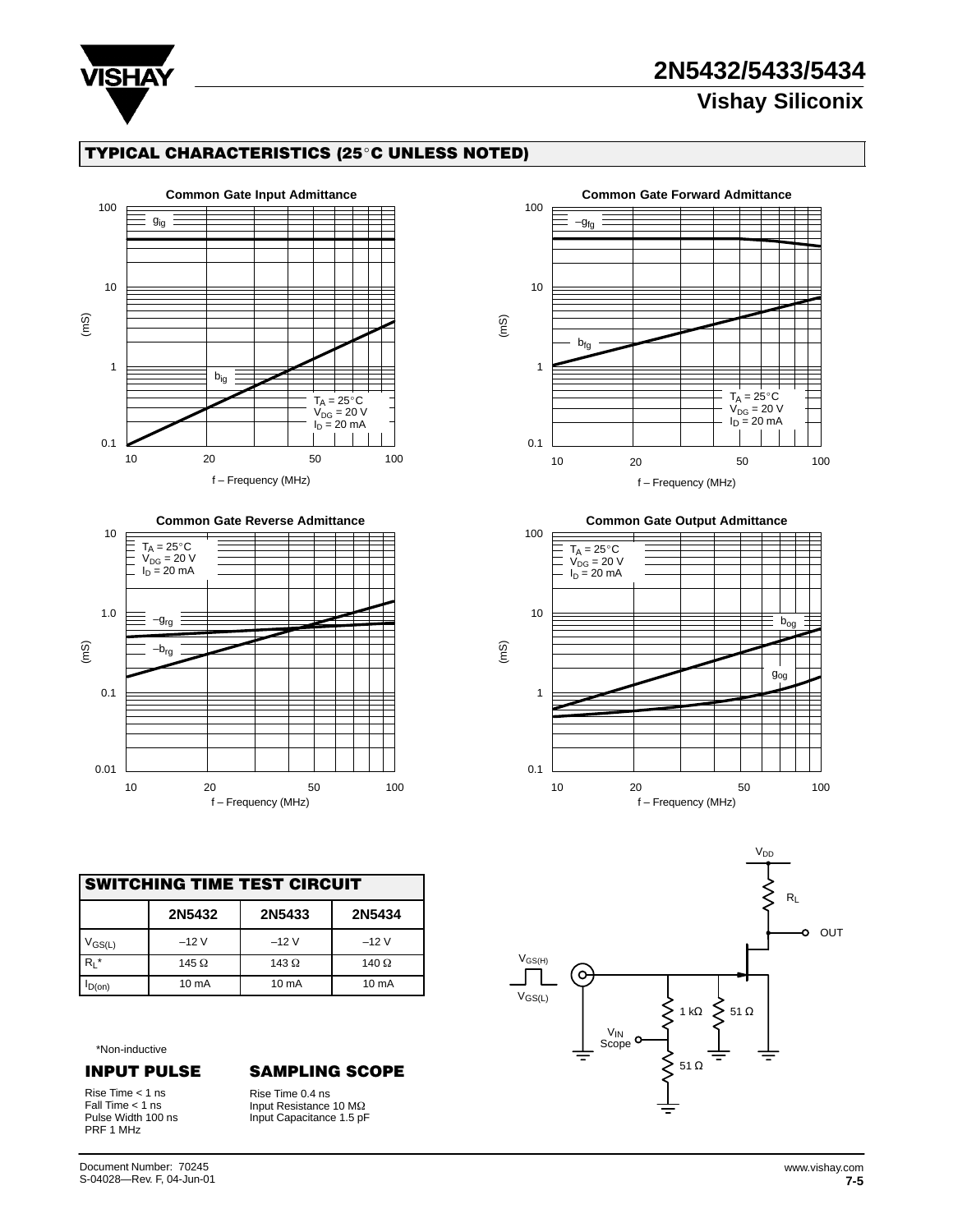## TYPICAL CHARACTERISTICS (25°C UNLESS NOTED)

**Common Gate Input Admittance**

(mS)

100

10

1

0.1

$g_{ig}$

$b_{ig}$

$T_A = 25°C$
$V_{DG} = 20$ V
$I_D = 20$ mA

10 20 50 100

f – Frequency (MHz)

**Common Gate Forward Admittance**

(mS)

100

10

1

0.1

$-g_{fg}$

$b_{fg}$

$T_A = 25°C$
$V_{DG} = 20$ V
$I_D = 20$ mA

10 20 50 100

f – Frequency (MHz)

**Common Gate Reverse Admittance**

(mS)

10

1.0

0.1

0.01

$T_A = 25°C$
$V_{DG} = 20$ V
$I_D = 20$ mA

$-g_{rg}$

$-b_{rg}$

10 20 50 100

f – Frequency (MHz)

**Common Gate Output Admittance**

(mS)

100

10

1

0.1

$T_A = 25°C$
$V_{DG} = 20$ V
$I_D = 20$ mA

$b_{og}$

$g_{og}$

10 20 50 100

f – Frequency (MHz)

## SWITCHING TIME TEST CIRCUIT

| | 2N5432 | 2N5433 | 2N5434 |
|---|---|---|---|
| $V_{GS(L)}$ | –12 V | –12 V | –12 V |
| $R_L$* | 145 Ω | 143 Ω | 140 Ω |
| $I_{D(on)}$ | 10 mA | 10 mA | 10 mA |

*Non-inductive

$V_{DD}$

$R_L$

OUT

$V_{GS(H)}$

$V_{GS(L)}$

1 kΩ

51 Ω

$V_{IN}$
Scope

51 Ω

### INPUT PULSE

Rise Time < 1 ns
Fall Time < 1 ns
Pulse Width 100 ns
PRF 1 MHz

### SAMPLING SCOPE

Rise Time 0.4 ns
Input Resistance 10 MΩ
Input Capacitance 1.5 pF

Document Number: 70245
S-04028—Rev. F, 04-Jun-01